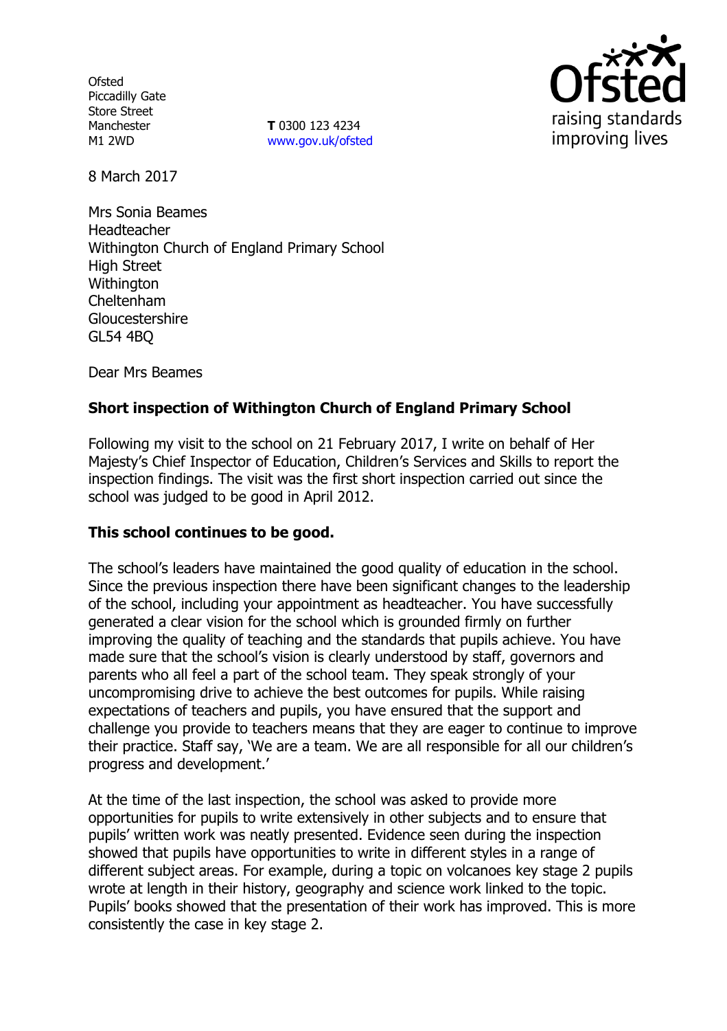Ofsted
Piccadilly Gate
Store Street
Manchester
M1 2WD

**T** 0300 123 4234
www.gov.uk/ofsted

8 March 2017

Mrs Sonia Beames
Headteacher
Withington Church of England Primary School
High Street
Withington
Cheltenham
Gloucestershire
GL54 4BQ

Dear Mrs Beames

**Short inspection of Withington Church of England Primary School**

Following my visit to the school on 21 February 2017, I write on behalf of Her Majesty's Chief Inspector of Education, Children's Services and Skills to report the inspection findings. The visit was the first short inspection carried out since the school was judged to be good in April 2012.

**This school continues to be good.**

The school's leaders have maintained the good quality of education in the school. Since the previous inspection there have been significant changes to the leadership of the school, including your appointment as headteacher. You have successfully generated a clear vision for the school which is grounded firmly on further improving the quality of teaching and the standards that pupils achieve. You have made sure that the school's vision is clearly understood by staff, governors and parents who all feel a part of the school team. They speak strongly of your uncompromising drive to achieve the best outcomes for pupils. While raising expectations of teachers and pupils, you have ensured that the support and challenge you provide to teachers means that they are eager to continue to improve their practice. Staff say, 'We are a team. We are all responsible for all our children's progress and development.'

At the time of the last inspection, the school was asked to provide more opportunities for pupils to write extensively in other subjects and to ensure that pupils' written work was neatly presented. Evidence seen during the inspection showed that pupils have opportunities to write in different styles in a range of different subject areas. For example, during a topic on volcanoes key stage 2 pupils wrote at length in their history, geography and science work linked to the topic. Pupils' books showed that the presentation of their work has improved. This is more consistently the case in key stage 2.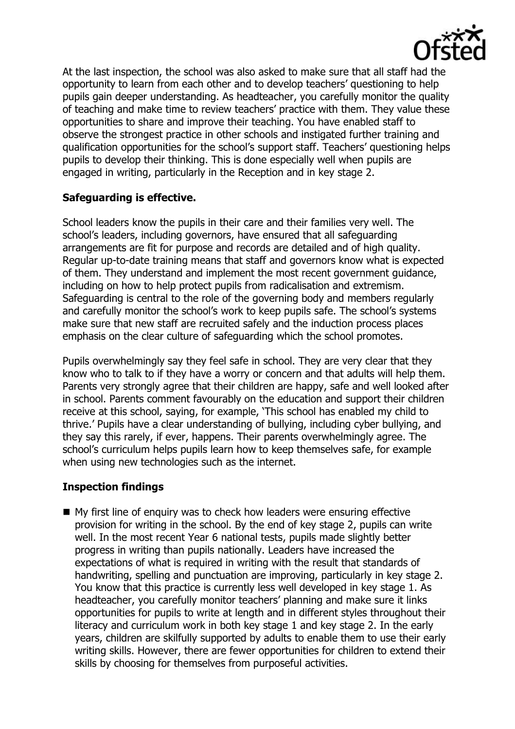At the last inspection, the school was also asked to make sure that all staff had the opportunity to learn from each other and to develop teachers' questioning to help pupils gain deeper understanding. As headteacher, you carefully monitor the quality of teaching and make time to review teachers' practice with them. They value these opportunities to share and improve their teaching. You have enabled staff to observe the strongest practice in other schools and instigated further training and qualification opportunities for the school's support staff. Teachers' questioning helps pupils to develop their thinking. This is done especially well when pupils are engaged in writing, particularly in the Reception and in key stage 2.

## Safeguarding is effective.

School leaders know the pupils in their care and their families very well. The school's leaders, including governors, have ensured that all safeguarding arrangements are fit for purpose and records are detailed and of high quality. Regular up-to-date training means that staff and governors know what is expected of them. They understand and implement the most recent government guidance, including on how to help protect pupils from radicalisation and extremism. Safeguarding is central to the role of the governing body and members regularly and carefully monitor the school's work to keep pupils safe. The school's systems make sure that new staff are recruited safely and the induction process places emphasis on the clear culture of safeguarding which the school promotes.

Pupils overwhelmingly say they feel safe in school. They are very clear that they know who to talk to if they have a worry or concern and that adults will help them. Parents very strongly agree that their children are happy, safe and well looked after in school. Parents comment favourably on the education and support their children receive at this school, saying, for example, 'This school has enabled my child to thrive.' Pupils have a clear understanding of bullying, including cyber bullying, and they say this rarely, if ever, happens. Their parents overwhelmingly agree. The school's curriculum helps pupils learn how to keep themselves safe, for example when using new technologies such as the internet.

## Inspection findings

- My first line of enquiry was to check how leaders were ensuring effective provision for writing in the school. By the end of key stage 2, pupils can write well. In the most recent Year 6 national tests, pupils made slightly better progress in writing than pupils nationally. Leaders have increased the expectations of what is required in writing with the result that standards of handwriting, spelling and punctuation are improving, particularly in key stage 2. You know that this practice is currently less well developed in key stage 1. As headteacher, you carefully monitor teachers' planning and make sure it links opportunities for pupils to write at length and in different styles throughout their literacy and curriculum work in both key stage 1 and key stage 2. In the early years, children are skilfully supported by adults to enable them to use their early writing skills. However, there are fewer opportunities for children to extend their skills by choosing for themselves from purposeful activities.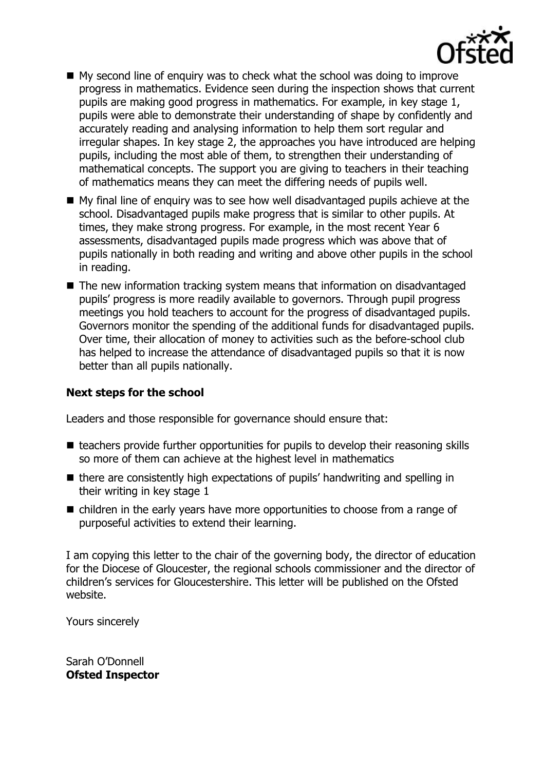- My second line of enquiry was to check what the school was doing to improve progress in mathematics. Evidence seen during the inspection shows that current pupils are making good progress in mathematics. For example, in key stage 1, pupils were able to demonstrate their understanding of shape by confidently and accurately reading and analysing information to help them sort regular and irregular shapes. In key stage 2, the approaches you have introduced are helping pupils, including the most able of them, to strengthen their understanding of mathematical concepts. The support you are giving to teachers in their teaching of mathematics means they can meet the differing needs of pupils well.
- My final line of enquiry was to see how well disadvantaged pupils achieve at the school. Disadvantaged pupils make progress that is similar to other pupils. At times, they make strong progress. For example, in the most recent Year 6 assessments, disadvantaged pupils made progress which was above that of pupils nationally in both reading and writing and above other pupils in the school in reading.
- The new information tracking system means that information on disadvantaged pupils' progress is more readily available to governors. Through pupil progress meetings you hold teachers to account for the progress of disadvantaged pupils. Governors monitor the spending of the additional funds for disadvantaged pupils. Over time, their allocation of money to activities such as the before-school club has helped to increase the attendance of disadvantaged pupils so that it is now better than all pupils nationally.

### Next steps for the school

Leaders and those responsible for governance should ensure that:

- teachers provide further opportunities for pupils to develop their reasoning skills so more of them can achieve at the highest level in mathematics
- there are consistently high expectations of pupils' handwriting and spelling in their writing in key stage 1
- children in the early years have more opportunities to choose from a range of purposeful activities to extend their learning.

I am copying this letter to the chair of the governing body, the director of education for the Diocese of Gloucester, the regional schools commissioner and the director of children's services for Gloucestershire. This letter will be published on the Ofsted website.

Yours sincerely

Sarah O'Donnell
**Ofsted Inspector**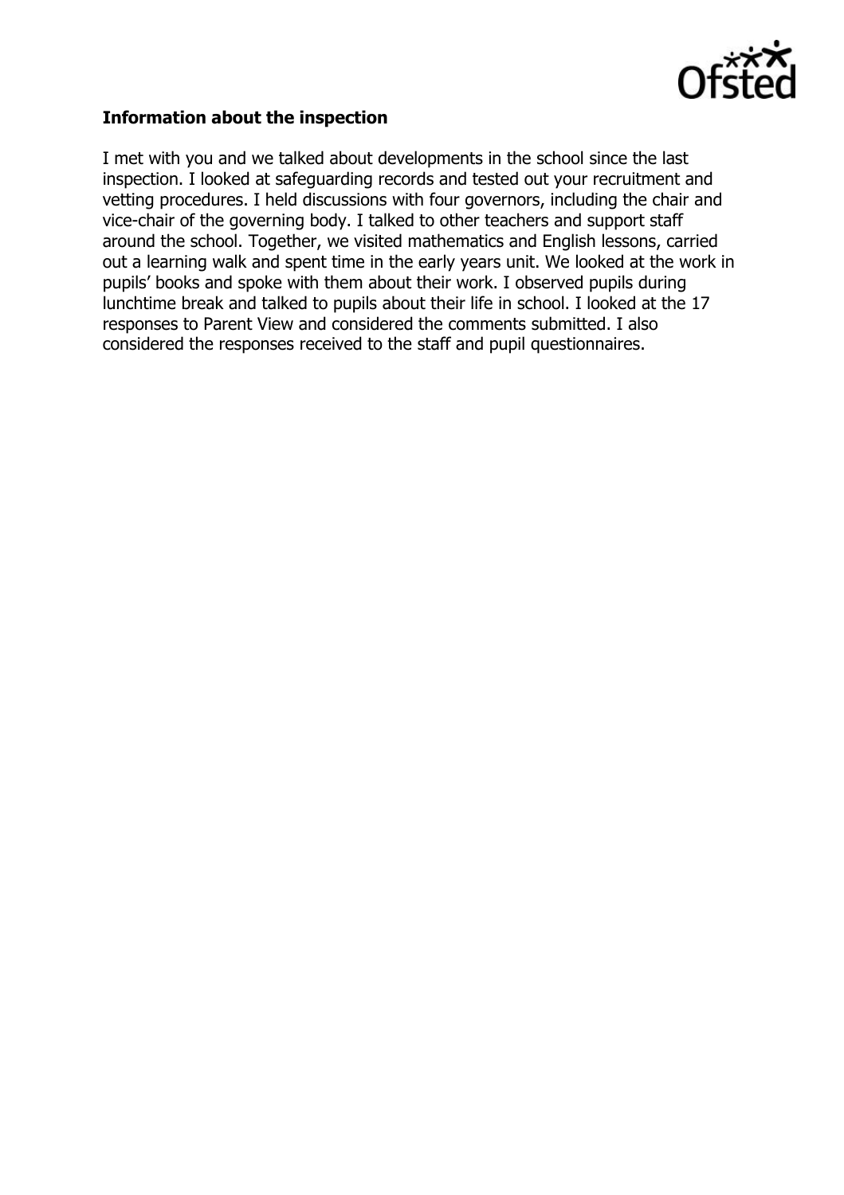**Information about the inspection**

I met with you and we talked about developments in the school since the last inspection. I looked at safeguarding records and tested out your recruitment and vetting procedures. I held discussions with four governors, including the chair and vice-chair of the governing body. I talked to other teachers and support staff around the school. Together, we visited mathematics and English lessons, carried out a learning walk and spent time in the early years unit. We looked at the work in pupils' books and spoke with them about their work. I observed pupils during lunchtime break and talked to pupils about their life in school. I looked at the 17 responses to Parent View and considered the comments submitted. I also considered the responses received to the staff and pupil questionnaires.